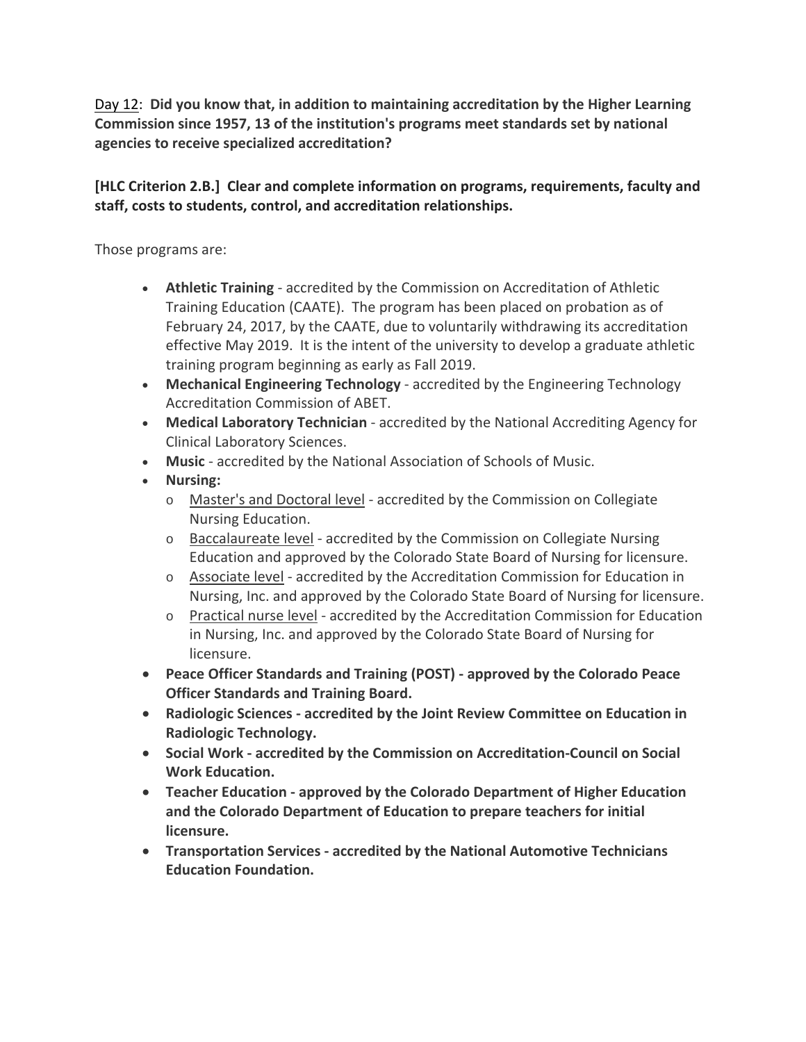Day 12: **Did you know that, in addition to maintaining accreditation by the Higher Learning Commission since 1957, 13 of the institution's programs meet standards set by national agencies to receive specialized accreditation?**

**[HLC Criterion 2.B.] Clear and complete information on programs, requirements, faculty and staff, costs to students, control, and accreditation relationships.**

Those programs are:

- **Athletic Training** - accredited by the Commission on Accreditation of Athletic Training Education (CAATE). The program has been placed on probation as of February 24, 2017, by the CAATE, due to voluntarily withdrawing its accreditation effective May 2019. It is the intent of the university to develop a graduate athletic training program beginning as early as Fall 2019.
- **Mechanical Engineering Technology** - accredited by the Engineering Technology Accreditation Commission of ABET.
- **Medical Laboratory Technician** - accredited by the National Accrediting Agency for Clinical Laboratory Sciences.
- **Music** - accredited by the National Association of Schools of Music.
- **Nursing:**
  - Master's and Doctoral level - accredited by the Commission on Collegiate Nursing Education.
  - Baccalaureate level - accredited by the Commission on Collegiate Nursing Education and approved by the Colorado State Board of Nursing for licensure.
  - Associate level - accredited by the Accreditation Commission for Education in Nursing, Inc. and approved by the Colorado State Board of Nursing for licensure.
  - Practical nurse level - accredited by the Accreditation Commission for Education in Nursing, Inc. and approved by the Colorado State Board of Nursing for licensure.
- **Peace Officer Standards and Training (POST) - approved by the Colorado Peace Officer Standards and Training Board.**
- **Radiologic Sciences - accredited by the Joint Review Committee on Education in Radiologic Technology.**
- **Social Work - accredited by the Commission on Accreditation-Council on Social Work Education.**
- **Teacher Education - approved by the Colorado Department of Higher Education and the Colorado Department of Education to prepare teachers for initial licensure.**
- **Transportation Services - accredited by the National Automotive Technicians Education Foundation.**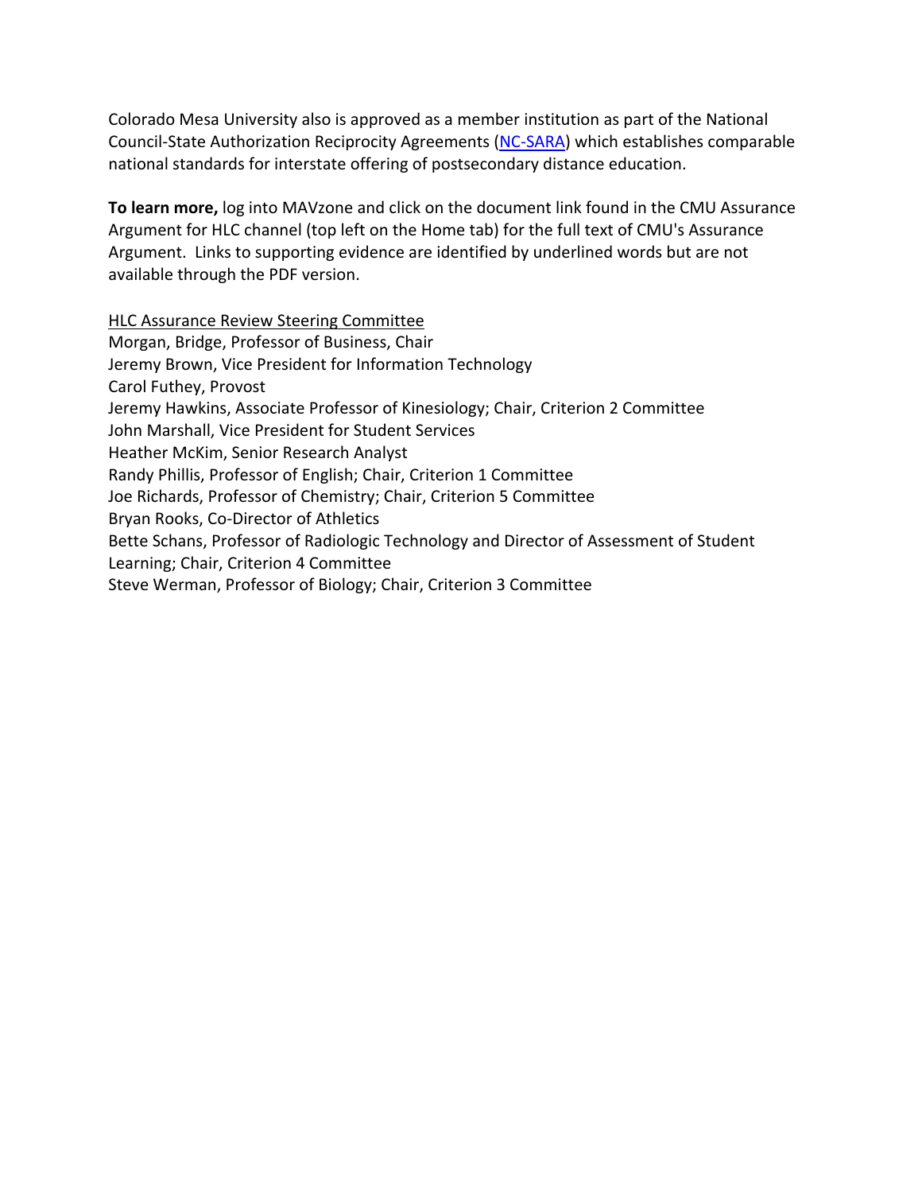Colorado Mesa University also is approved as a member institution as part of the National Council-State Authorization Reciprocity Agreements (NC-SARA) which establishes comparable national standards for interstate offering of postsecondary distance education.

**To learn more,** log into MAVzone and click on the document link found in the CMU Assurance Argument for HLC channel (top left on the Home tab) for the full text of CMU's Assurance Argument. Links to supporting evidence are identified by underlined words but are not available through the PDF version.

HLC Assurance Review Steering Committee

Morgan, Bridge, Professor of Business, Chair
Jeremy Brown, Vice President for Information Technology
Carol Futhey, Provost
Jeremy Hawkins, Associate Professor of Kinesiology; Chair, Criterion 2 Committee
John Marshall, Vice President for Student Services
Heather McKim, Senior Research Analyst
Randy Phillis, Professor of English; Chair, Criterion 1 Committee
Joe Richards, Professor of Chemistry; Chair, Criterion 5 Committee
Bryan Rooks, Co-Director of Athletics
Bette Schans, Professor of Radiologic Technology and Director of Assessment of Student Learning; Chair, Criterion 4 Committee
Steve Werman, Professor of Biology; Chair, Criterion 3 Committee